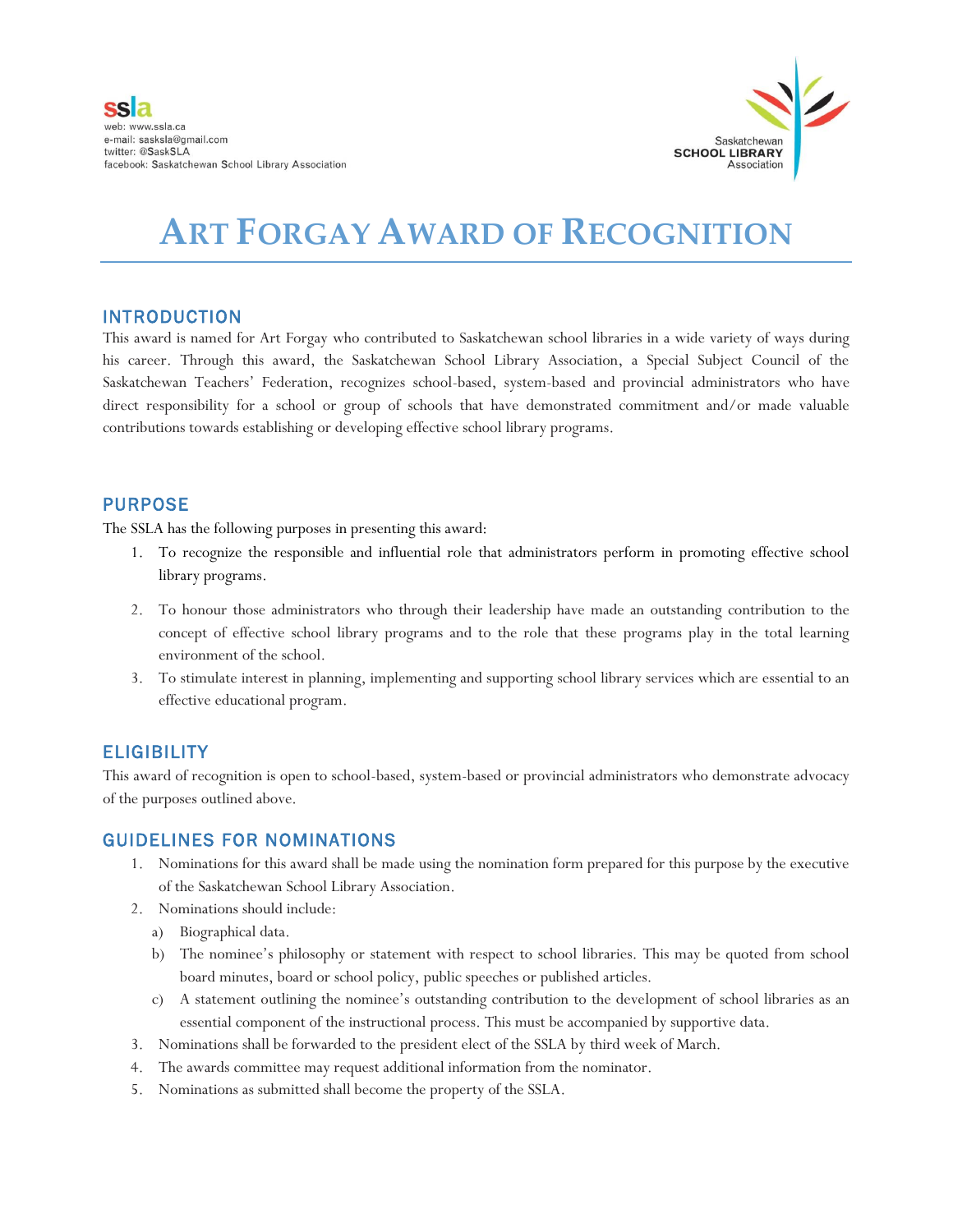ssla
web: www.ssla.ca
e-mail: sasksla@gmail.com
twitter: @SaskSLA
facebook: Saskatchewan School Library Association

Saskatchewan
SCHOOL LIBRARY
Association

# ART FORGAY AWARD OF RECOGNITION

## INTRODUCTION

This award is named for Art Forgay who contributed to Saskatchewan school libraries in a wide variety of ways during his career. Through this award, the Saskatchewan School Library Association, a Special Subject Council of the Saskatchewan Teachers' Federation, recognizes school-based, system-based and provincial administrators who have direct responsibility for a school or group of schools that have demonstrated commitment and/or made valuable contributions towards establishing or developing effective school library programs.

## PURPOSE

The SSLA has the following purposes in presenting this award:

1. To recognize the responsible and influential role that administrators perform in promoting effective school library programs.
2. To honour those administrators who through their leadership have made an outstanding contribution to the concept of effective school library programs and to the role that these programs play in the total learning environment of the school.
3. To stimulate interest in planning, implementing and supporting school library services which are essential to an effective educational program.

## ELIGIBILITY

This award of recognition is open to school-based, system-based or provincial administrators who demonstrate advocacy of the purposes outlined above.

## GUIDELINES FOR NOMINATIONS

1. Nominations for this award shall be made using the nomination form prepared for this purpose by the executive of the Saskatchewan School Library Association.
2. Nominations should include:
   a) Biographical data.
   b) The nominee's philosophy or statement with respect to school libraries. This may be quoted from school board minutes, board or school policy, public speeches or published articles.
   c) A statement outlining the nominee's outstanding contribution to the development of school libraries as an essential component of the instructional process. This must be accompanied by supportive data.
3. Nominations shall be forwarded to the president elect of the SSLA by third week of March.
4. The awards committee may request additional information from the nominator.
5. Nominations as submitted shall become the property of the SSLA.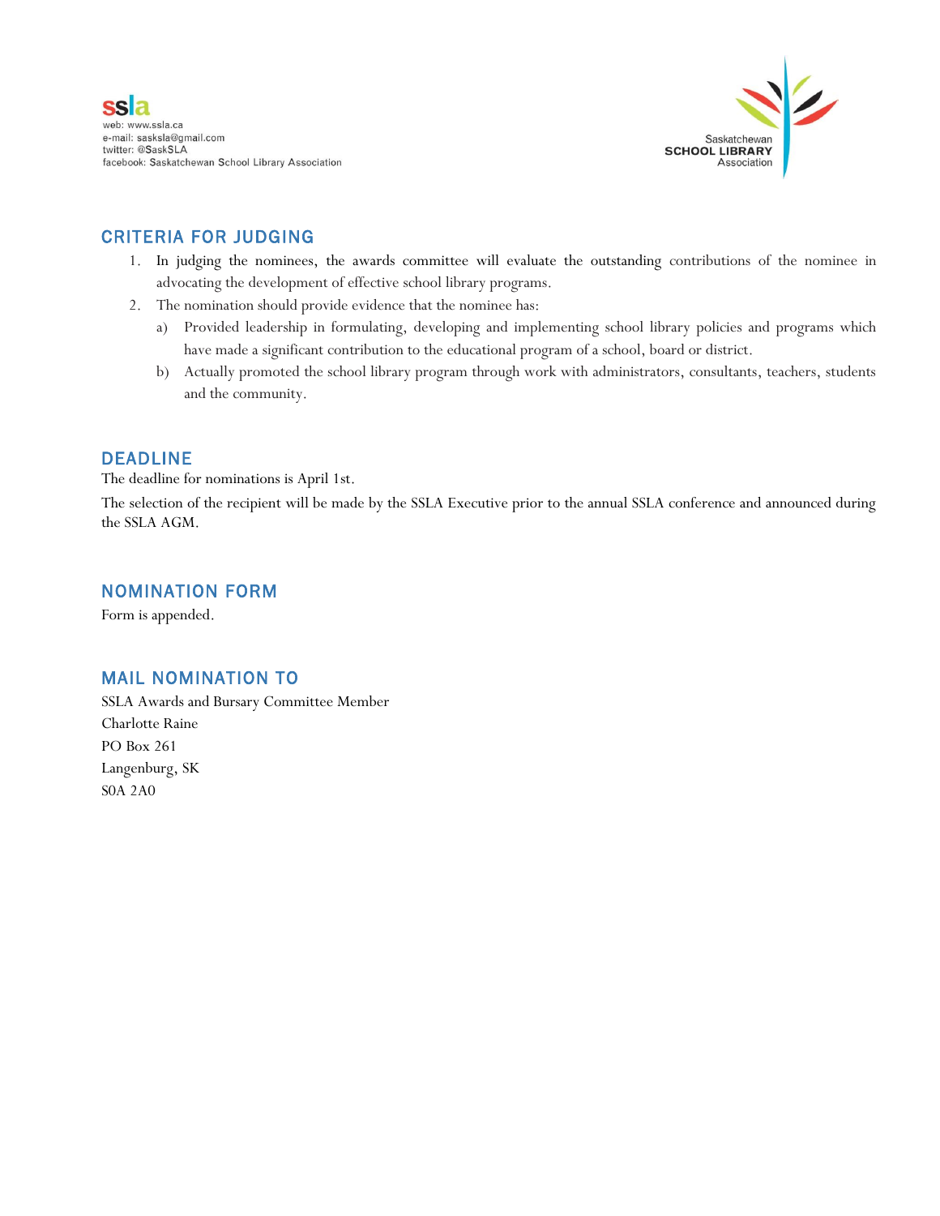## CRITERIA FOR JUDGING

1. In judging the nominees, the awards committee will evaluate the outstanding contributions of the nominee in advocating the development of effective school library programs.
2. The nomination should provide evidence that the nominee has:
   a) Provided leadership in formulating, developing and implementing school library policies and programs which have made a significant contribution to the educational program of a school, board or district.
   b) Actually promoted the school library program through work with administrators, consultants, teachers, students and the community.

## DEADLINE

The deadline for nominations is April 1st.

The selection of the recipient will be made by the SSLA Executive prior to the annual SSLA conference and announced during the SSLA AGM.

## NOMINATION FORM

Form is appended.

## MAIL NOMINATION TO

SSLA Awards and Bursary Committee Member
Charlotte Raine
PO Box 261
Langenburg, SK
S0A 2A0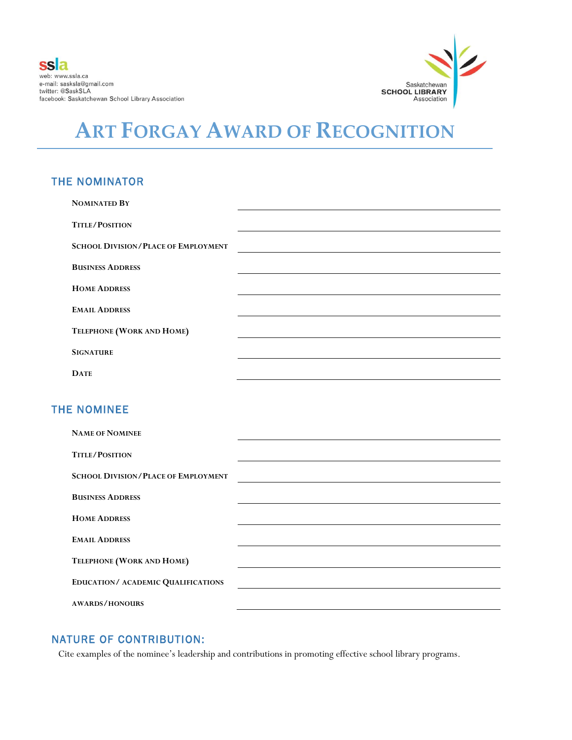ssla
web: www.ssla.ca
e-mail: sasksla@gmail.com
twitter: @SaskSLA
facebook: Saskatchewan School Library Association

Saskatchewan
SCHOOL LIBRARY
Association

# ART FORGAY AWARD OF RECOGNITION

## THE NOMINATOR

| | |
|---|---|
| NOMINATED BY | ______________________________ |
| TITLE/POSITION | ______________________________ |
| SCHOOL DIVISION/PLACE OF EMPLOYMENT | ______________________________ |
| BUSINESS ADDRESS | ______________________________ |
| HOME ADDRESS | ______________________________ |
| EMAIL ADDRESS | ______________________________ |
| TELEPHONE (WORK AND HOME) | ______________________________ |
| SIGNATURE | ______________________________ |
| DATE | ______________________________ |

## THE NOMINEE

| | |
|---|---|
| NAME OF NOMINEE | ______________________________ |
| TITLE/POSITION | ______________________________ |
| SCHOOL DIVISION/PLACE OF EMPLOYMENT | ______________________________ |
| BUSINESS ADDRESS | ______________________________ |
| HOME ADDRESS | ______________________________ |
| EMAIL ADDRESS | ______________________________ |
| TELEPHONE (WORK AND HOME) | ______________________________ |
| EDUCATION/ ACADEMIC QUALIFICATIONS | ______________________________ |
| AWARDS/HONOURS | ______________________________ |

## NATURE OF CONTRIBUTION:

Cite examples of the nominee's leadership and contributions in promoting effective school library programs.